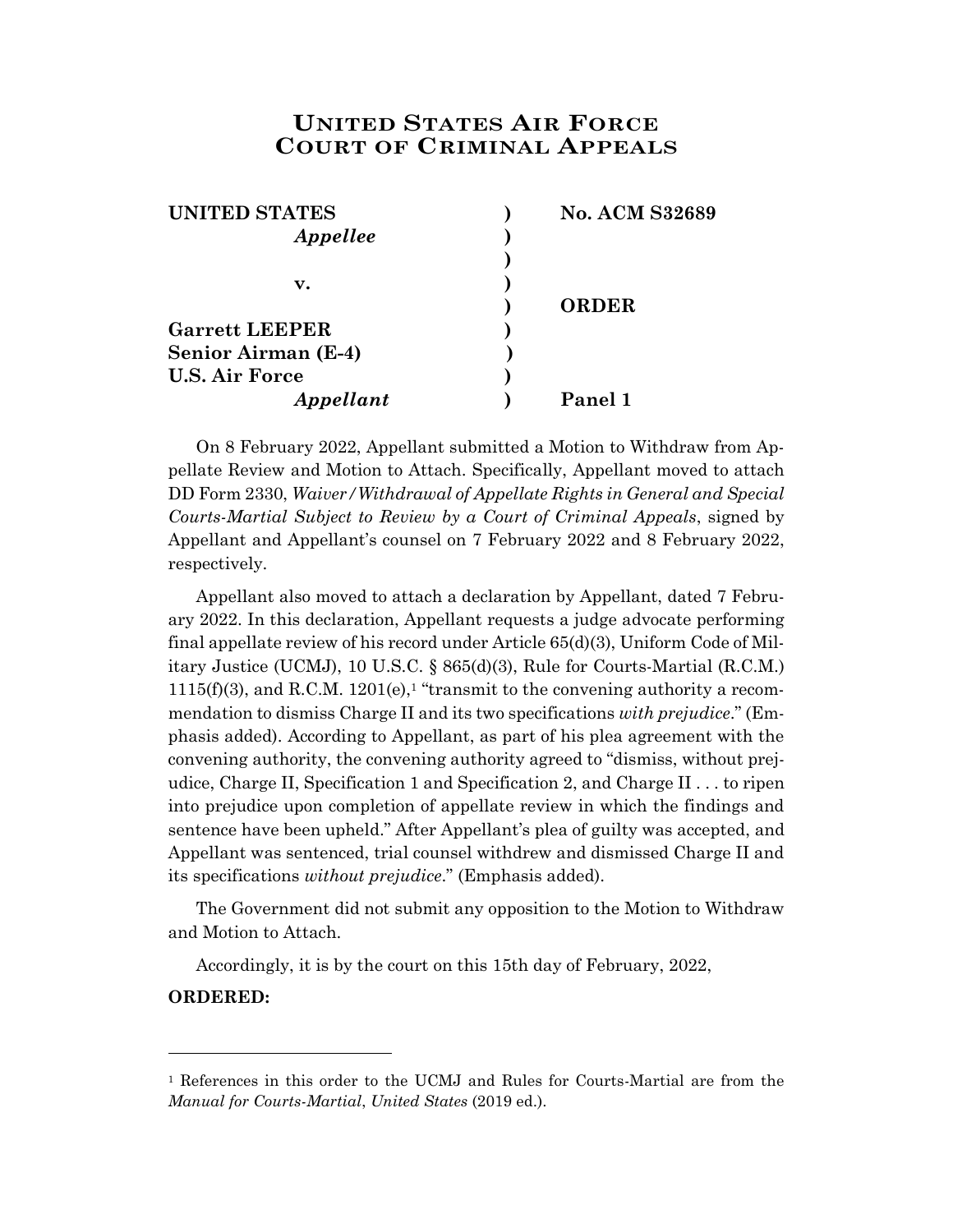# UNITED STATES AIR FORCE COURT OF CRIMINAL APPEALS

| | | |
|---|---|---|
| **UNITED STATES** | **)** | **No. ACM S32689** |
| ***Appellee*** | **)** | |
| | **)** | |
| **v.** | **)** | |
| | **)** | **ORDER** |
| **Garrett LEEPER** | **)** | |
| **Senior Airman (E-4)** | **)** | |
| **U.S. Air Force** | **)** | |
| ***Appellant*** | **)** | **Panel 1** |

On 8 February 2022, Appellant submitted a Motion to Withdraw from Appellate Review and Motion to Attach. Specifically, Appellant moved to attach DD Form 2330, *Waiver/Withdrawal of Appellate Rights in General and Special Courts-Martial Subject to Review by a Court of Criminal Appeals*, signed by Appellant and Appellant's counsel on 7 February 2022 and 8 February 2022, respectively.

Appellant also moved to attach a declaration by Appellant, dated 7 February 2022. In this declaration, Appellant requests a judge advocate performing final appellate review of his record under Article 65(d)(3), Uniform Code of Military Justice (UCMJ), 10 U.S.C. § 865(d)(3), Rule for Courts-Martial (R.C.M.) 1115(f)(3), and R.C.M. 1201(e),[1] "transmit to the convening authority a recommendation to dismiss Charge II and its two specifications *with prejudice*." (Emphasis added). According to Appellant, as part of his plea agreement with the convening authority, the convening authority agreed to "dismiss, without prejudice, Charge II, Specification 1 and Specification 2, and Charge II . . . to ripen into prejudice upon completion of appellate review in which the findings and sentence have been upheld." After Appellant's plea of guilty was accepted, and Appellant was sentenced, trial counsel withdrew and dismissed Charge II and its specifications *without prejudice*." (Emphasis added).

The Government did not submit any opposition to the Motion to Withdraw and Motion to Attach.

Accordingly, it is by the court on this 15th day of February, 2022,

**ORDERED:**

---

[1] References in this order to the UCMJ and Rules for Courts-Martial are from the *Manual for Courts-Martial*, *United States* (2019 ed.).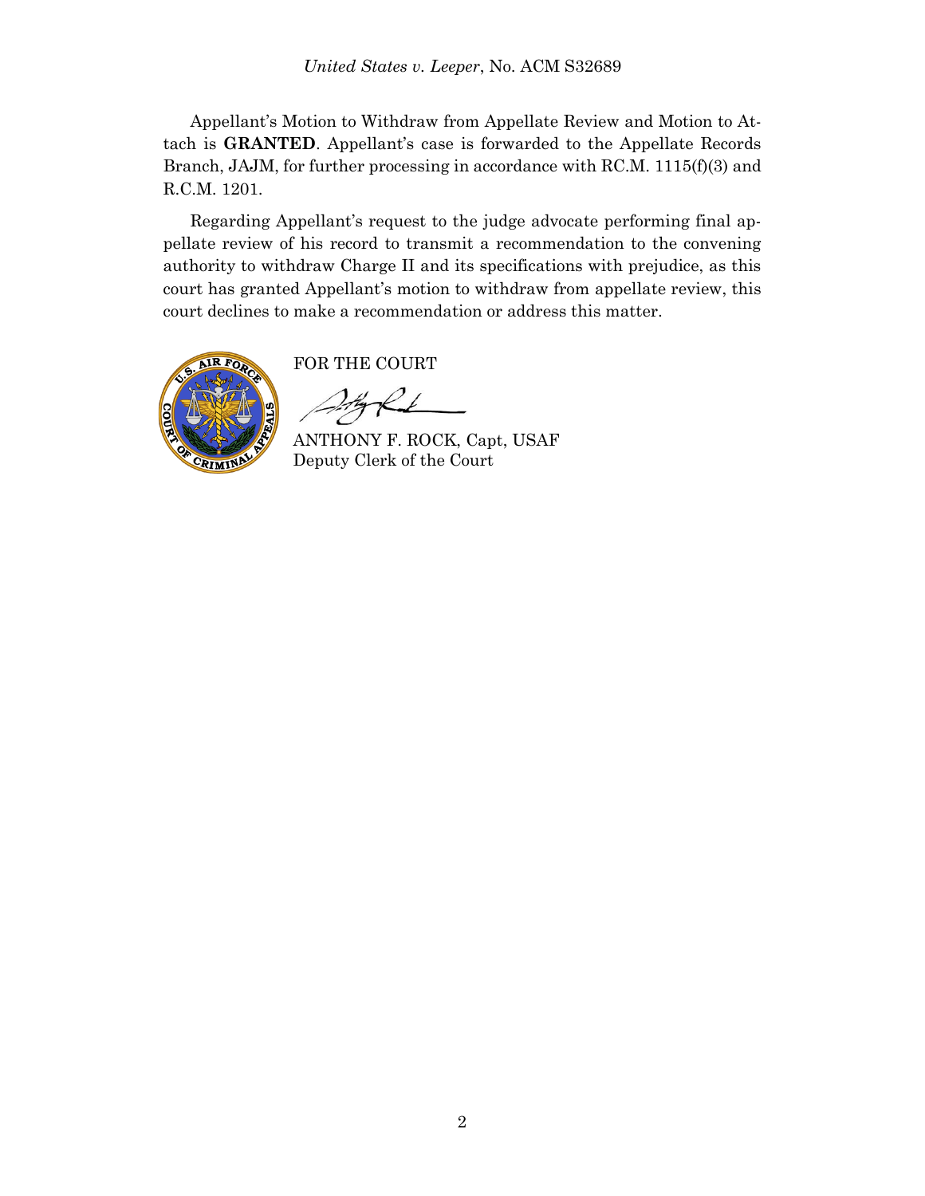Appellant's Motion to Withdraw from Appellate Review and Motion to Attach is **GRANTED**. Appellant's case is forwarded to the Appellate Records Branch, JAJM, for further processing in accordance with RC.M. 1115(f)(3) and R.C.M. 1201.

Regarding Appellant's request to the judge advocate performing final appellate review of his record to transmit a recommendation to the convening authority to withdraw Charge II and its specifications with prejudice, as this court has granted Appellant's motion to withdraw from appellate review, this court declines to make a recommendation or address this matter.

FOR THE COURT

ANTHONY F. ROCK, Capt, USAF
Deputy Clerk of the Court